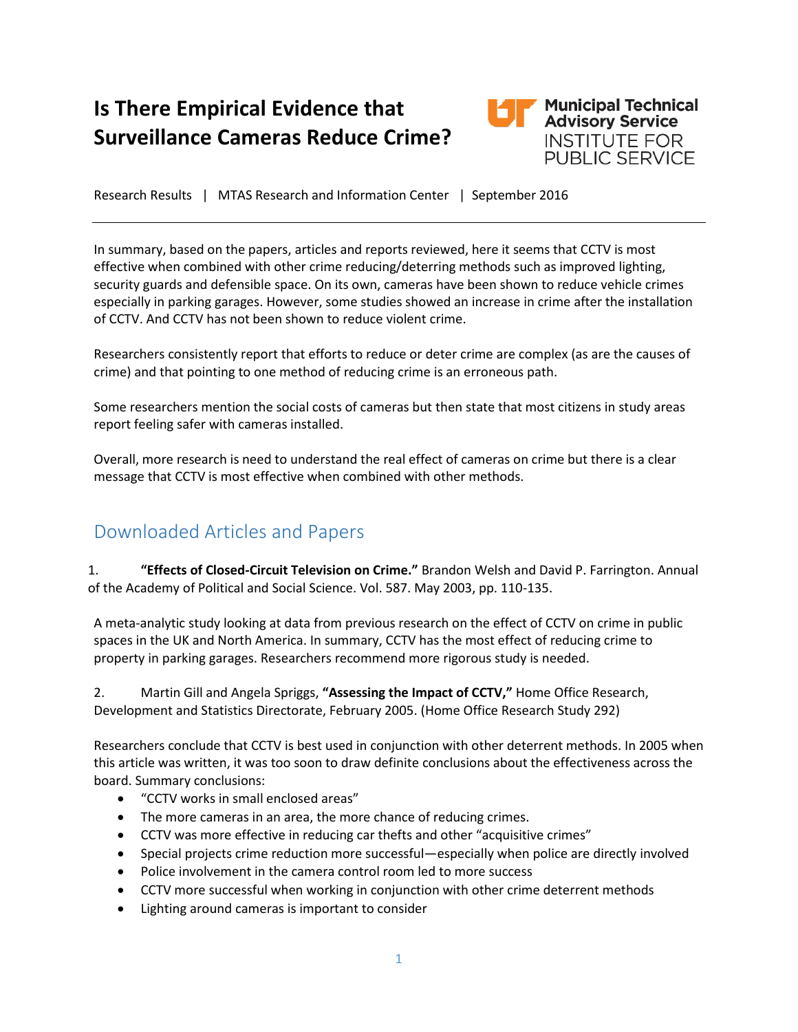# Is There Empirical Evidence that Surveillance Cameras Reduce Crime?

Municipal Technical Advisory Service
INSTITUTE FOR PUBLIC SERVICE

Research Results | MTAS Research and Information Center | September 2016

---

In summary, based on the papers, articles and reports reviewed, here it seems that CCTV is most effective when combined with other crime reducing/deterring methods such as improved lighting, security guards and defensible space. On its own, cameras have been shown to reduce vehicle crimes especially in parking garages. However, some studies showed an increase in crime after the installation of CCTV. And CCTV has not been shown to reduce violent crime.

Researchers consistently report that efforts to reduce or deter crime are complex (as are the causes of crime) and that pointing to one method of reducing crime is an erroneous path.

Some researchers mention the social costs of cameras but then state that most citizens in study areas report feeling safer with cameras installed.

Overall, more research is need to understand the real effect of cameras on crime but there is a clear message that CCTV is most effective when combined with other methods.

## Downloaded Articles and Papers

1. **"Effects of Closed-Circuit Television on Crime."** Brandon Welsh and David P. Farrington. Annual of the Academy of Political and Social Science. Vol. 587. May 2003, pp. 110-135.

A meta-analytic study looking at data from previous research on the effect of CCTV on crime in public spaces in the UK and North America. In summary, CCTV has the most effect of reducing crime to property in parking garages. Researchers recommend more rigorous study is needed.

2. Martin Gill and Angela Spriggs, **"Assessing the Impact of CCTV,"** Home Office Research, Development and Statistics Directorate, February 2005. (Home Office Research Study 292)

Researchers conclude that CCTV is best used in conjunction with other deterrent methods. In 2005 when this article was written, it was too soon to draw definite conclusions about the effectiveness across the board. Summary conclusions:

- "CCTV works in small enclosed areas"
- The more cameras in an area, the more chance of reducing crimes.
- CCTV was more effective in reducing car thefts and other "acquisitive crimes"
- Special projects crime reduction more successful—especially when police are directly involved
- Police involvement in the camera control room led to more success
- CCTV more successful when working in conjunction with other crime deterrent methods
- Lighting around cameras is important to consider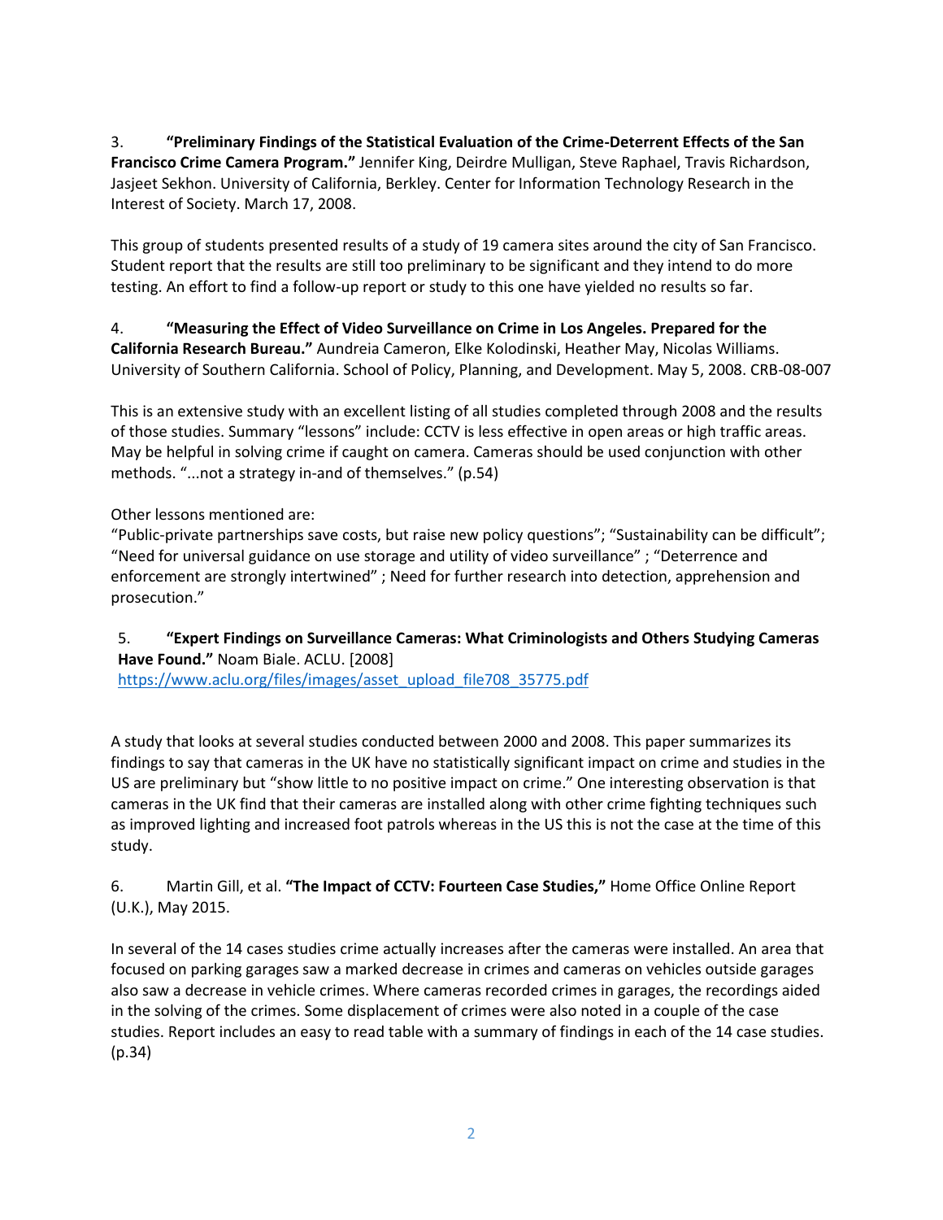3. **"Preliminary Findings of the Statistical Evaluation of the Crime-Deterrent Effects of the San Francisco Crime Camera Program."** Jennifer King, Deirdre Mulligan, Steve Raphael, Travis Richardson, Jasjeet Sekhon. University of California, Berkley. Center for Information Technology Research in the Interest of Society. March 17, 2008.

This group of students presented results of a study of 19 camera sites around the city of San Francisco. Student report that the results are still too preliminary to be significant and they intend to do more testing. An effort to find a follow-up report or study to this one have yielded no results so far.

4. **"Measuring the Effect of Video Surveillance on Crime in Los Angeles. Prepared for the California Research Bureau."** Aundreia Cameron, Elke Kolodinski, Heather May, Nicolas Williams. University of Southern California. School of Policy, Planning, and Development. May 5, 2008. CRB-08-007

This is an extensive study with an excellent listing of all studies completed through 2008 and the results of those studies. Summary "lessons" include: CCTV is less effective in open areas or high traffic areas. May be helpful in solving crime if caught on camera. Cameras should be used conjunction with other methods. "...not a strategy in-and of themselves." (p.54)

Other lessons mentioned are:
"Public-private partnerships save costs, but raise new policy questions"; "Sustainability can be difficult"; "Need for universal guidance on use storage and utility of video surveillance" ; "Deterrence and enforcement are strongly intertwined" ; Need for further research into detection, apprehension and prosecution."

5. **"Expert Findings on Surveillance Cameras: What Criminologists and Others Studying Cameras Have Found."** Noam Biale. ACLU. [2008]
https://www.aclu.org/files/images/asset_upload_file708_35775.pdf

A study that looks at several studies conducted between 2000 and 2008. This paper summarizes its findings to say that cameras in the UK have no statistically significant impact on crime and studies in the US are preliminary but "show little to no positive impact on crime." One interesting observation is that cameras in the UK find that their cameras are installed along with other crime fighting techniques such as improved lighting and increased foot patrols whereas in the US this is not the case at the time of this study.

6. Martin Gill, et al. **"The Impact of CCTV: Fourteen Case Studies,"** Home Office Online Report (U.K.), May 2015.

In several of the 14 cases studies crime actually increases after the cameras were installed. An area that focused on parking garages saw a marked decrease in crimes and cameras on vehicles outside garages also saw a decrease in vehicle crimes. Where cameras recorded crimes in garages, the recordings aided in the solving of the crimes. Some displacement of crimes were also noted in a couple of the case studies. Report includes an easy to read table with a summary of findings in each of the 14 case studies. (p.34)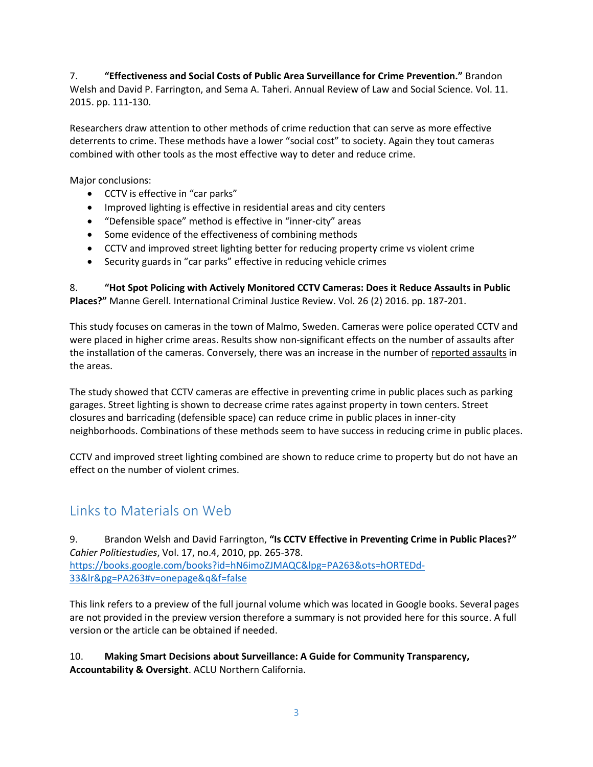7. **"Effectiveness and Social Costs of Public Area Surveillance for Crime Prevention."** Brandon Welsh and David P. Farrington, and Sema A. Taheri. Annual Review of Law and Social Science. Vol. 11. 2015. pp. 111-130.

Researchers draw attention to other methods of crime reduction that can serve as more effective deterrents to crime. These methods have a lower "social cost" to society. Again they tout cameras combined with other tools as the most effective way to deter and reduce crime.

Major conclusions:

- CCTV is effective in "car parks"
- Improved lighting is effective in residential areas and city centers
- "Defensible space" method is effective in "inner-city" areas
- Some evidence of the effectiveness of combining methods
- CCTV and improved street lighting better for reducing property crime vs violent crime
- Security guards in "car parks" effective in reducing vehicle crimes

8. **"Hot Spot Policing with Actively Monitored CCTV Cameras: Does it Reduce Assaults in Public Places?"** Manne Gerell. International Criminal Justice Review. Vol. 26 (2) 2016. pp. 187-201.

This study focuses on cameras in the town of Malmo, Sweden. Cameras were police operated CCTV and were placed in higher crime areas. Results show non-significant effects on the number of assaults after the installation of the cameras. Conversely, there was an increase in the number of reported assaults in the areas.

The study showed that CCTV cameras are effective in preventing crime in public places such as parking garages. Street lighting is shown to decrease crime rates against property in town centers. Street closures and barricading (defensible space) can reduce crime in public places in inner-city neighborhoods. Combinations of these methods seem to have success in reducing crime in public places.

CCTV and improved street lighting combined are shown to reduce crime to property but do not have an effect on the number of violent crimes.

## Links to Materials on Web

9. Brandon Welsh and David Farrington, **"Is CCTV Effective in Preventing Crime in Public Places?"** *Cahier Politiestudies*, Vol. 17, no.4, 2010, pp. 265-378. https://books.google.com/books?id=hN6imoZJMAQC&lpg=PA263&ots=hORTEDd-33&lr&pg=PA263#v=onepage&q&f=false

This link refers to a preview of the full journal volume which was located in Google books. Several pages are not provided in the preview version therefore a summary is not provided here for this source. A full version or the article can be obtained if needed.

10. **Making Smart Decisions about Surveillance: A Guide for Community Transparency, Accountability & Oversight**. ACLU Northern California.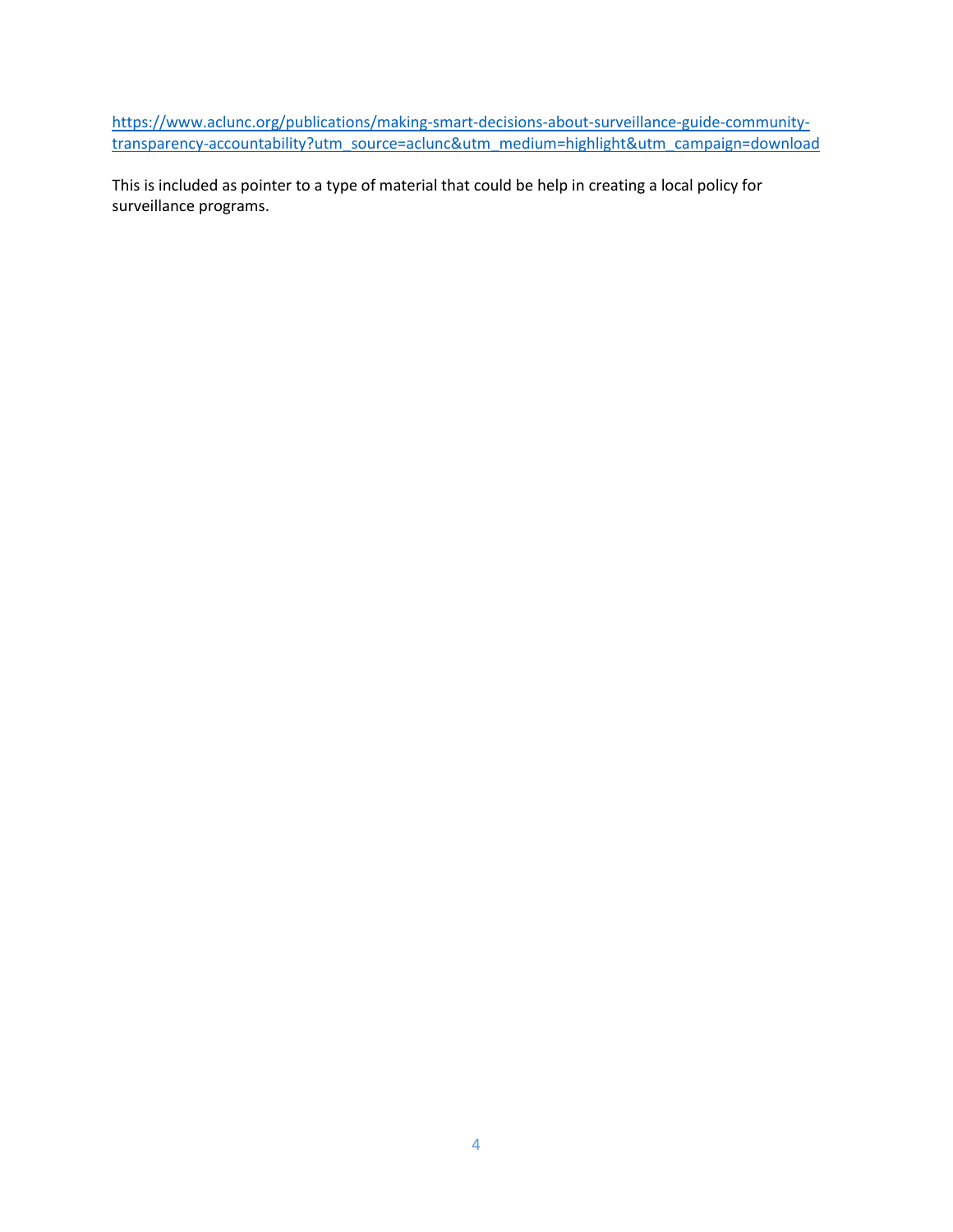https://www.aclunc.org/publications/making-smart-decisions-about-surveillance-guide-community-transparency-accountability?utm_source=aclunc&utm_medium=highlight&utm_campaign=download

This is included as pointer to a type of material that could be help in creating a local policy for surveillance programs.